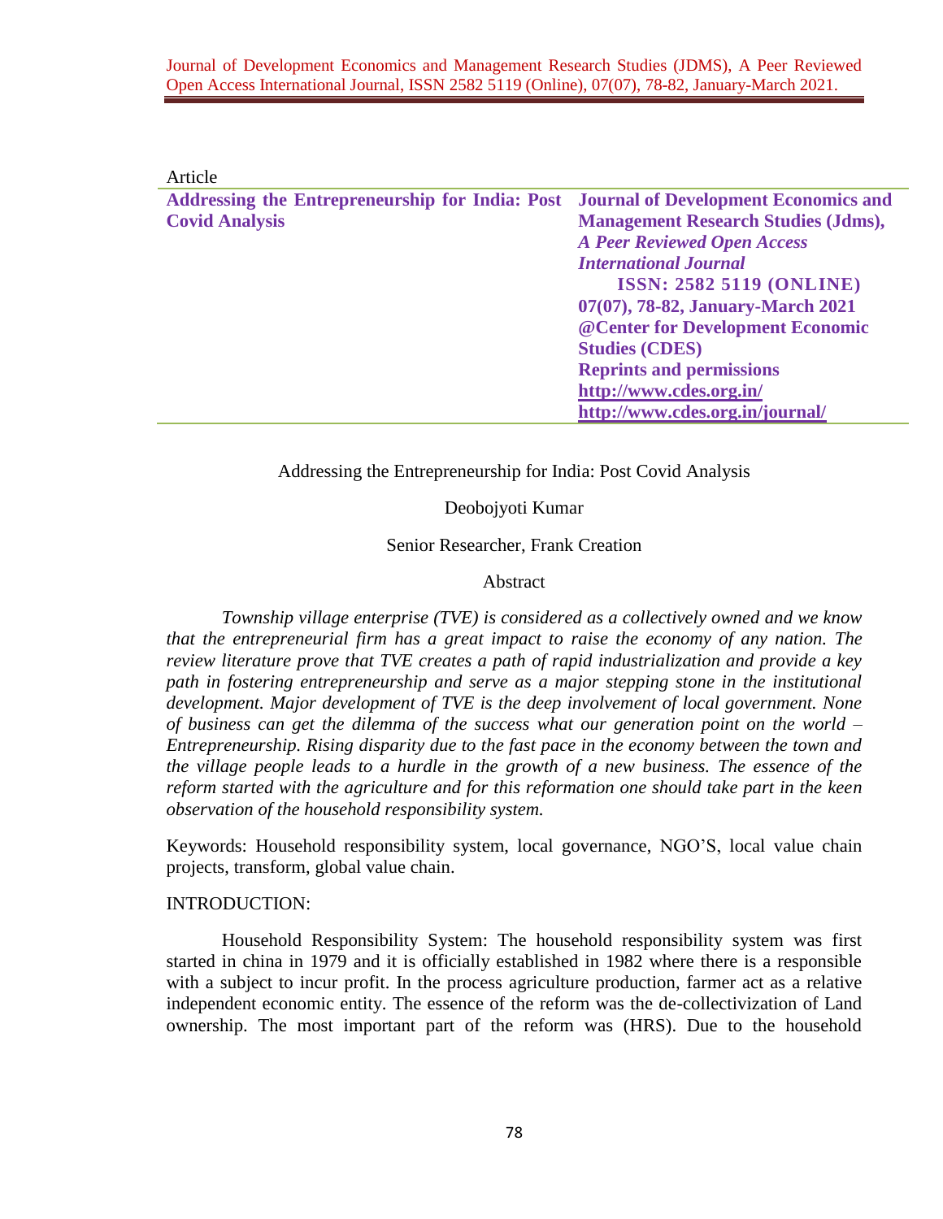Article

| **Addressing the Entrepreneurship for India: Post Covid Analysis** | **Journal of Development Economics and Management Research Studies (Jdms),** ***A Peer Reviewed Open Access International Journal*** **ISSN: 2582 5119 (ONLINE)** **07(07), 78-82, January-March 2021** **@Center for Development Economic Studies (CDES)** **Reprints and permissions** **http://www.cdes.org.in/** **http://www.cdes.org.in/journal/** |
| --- | --- |

# Addressing the Entrepreneurship for India: Post Covid Analysis

Deobojyoti Kumar

Senior Researcher, Frank Creation

## Abstract

*Township village enterprise (TVE) is considered as a collectively owned and we know that the entrepreneurial firm has a great impact to raise the economy of any nation. The review literature prove that TVE creates a path of rapid industrialization and provide a key path in fostering entrepreneurship and serve as a major stepping stone in the institutional development. Major development of TVE is the deep involvement of local government. None of business can get the dilemma of the success what our generation point on the world – Entrepreneurship. Rising disparity due to the fast pace in the economy between the town and the village people leads to a hurdle in the growth of a new business. The essence of the reform started with the agriculture and for this reformation one should take part in the keen observation of the household responsibility system.*

Keywords: Household responsibility system, local governance, NGO'S, local value chain projects, transform, global value chain.

## INTRODUCTION:

Household Responsibility System: The household responsibility system was first started in china in 1979 and it is officially established in 1982 where there is a responsible with a subject to incur profit. In the process agriculture production, farmer act as a relative independent economic entity. The essence of the reform was the de-collectivization of Land ownership. The most important part of the reform was (HRS). Due to the household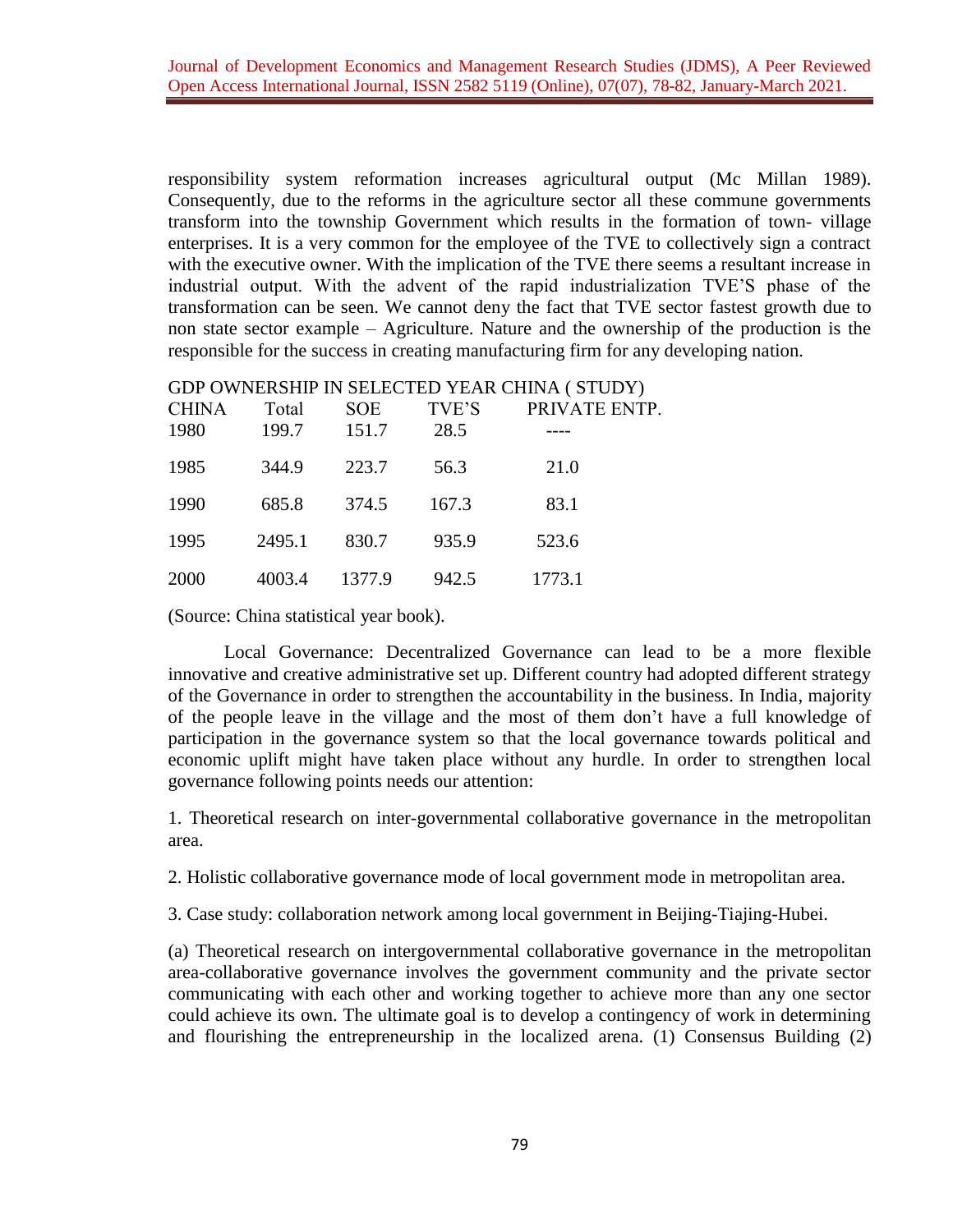responsibility system reformation increases agricultural output (Mc Millan 1989). Consequently, due to the reforms in the agriculture sector all these commune governments transform into the township Government which results in the formation of town- village enterprises. It is a very common for the employee of the TVE to collectively sign a contract with the executive owner. With the implication of the TVE there seems a resultant increase in industrial output. With the advent of the rapid industrialization TVE'S phase of the transformation can be seen. We cannot deny the fact that TVE sector fastest growth due to non state sector example – Agriculture. Nature and the ownership of the production is the responsible for the success in creating manufacturing firm for any developing nation.

GDP OWNERSHIP IN SELECTED YEAR CHINA ( STUDY)

| CHINA | Total | SOE | TVE'S | PRIVATE ENTP. |
|---|---|---|---|---|
| 1980 | 199.7 | 151.7 | 28.5 | ---- |
| 1985 | 344.9 | 223.7 | 56.3 | 21.0 |
| 1990 | 685.8 | 374.5 | 167.3 | 83.1 |
| 1995 | 2495.1 | 830.7 | 935.9 | 523.6 |
| 2000 | 4003.4 | 1377.9 | 942.5 | 1773.1 |

(Source: China statistical year book).

Local Governance: Decentralized Governance can lead to be a more flexible innovative and creative administrative set up. Different country had adopted different strategy of the Governance in order to strengthen the accountability in the business. In India, majority of the people leave in the village and the most of them don't have a full knowledge of participation in the governance system so that the local governance towards political and economic uplift might have taken place without any hurdle. In order to strengthen local governance following points needs our attention:

1. Theoretical research on inter-governmental collaborative governance in the metropolitan area.

2. Holistic collaborative governance mode of local government mode in metropolitan area.

3. Case study: collaboration network among local government in Beijing-Tiajing-Hubei.

(a) Theoretical research on intergovernmental collaborative governance in the metropolitan area-collaborative governance involves the government community and the private sector communicating with each other and working together to achieve more than any one sector could achieve its own. The ultimate goal is to develop a contingency of work in determining and flourishing the entrepreneurship in the localized arena. (1) Consensus Building (2)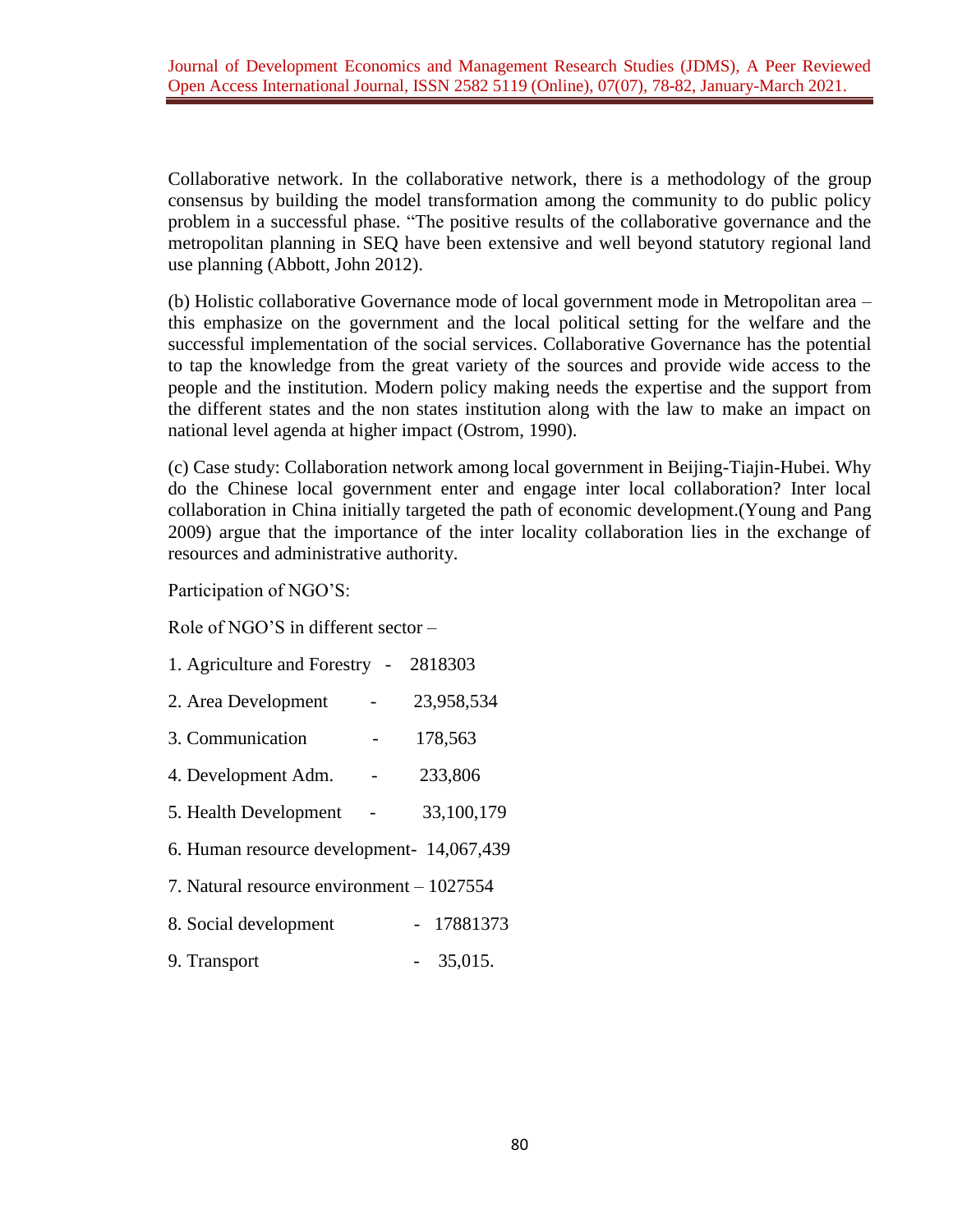Collaborative network. In the collaborative network, there is a methodology of the group consensus by building the model transformation among the community to do public policy problem in a successful phase. "The positive results of the collaborative governance and the metropolitan planning in SEQ have been extensive and well beyond statutory regional land use planning (Abbott, John 2012).

(b) Holistic collaborative Governance mode of local government mode in Metropolitan area – this emphasize on the government and the local political setting for the welfare and the successful implementation of the social services. Collaborative Governance has the potential to tap the knowledge from the great variety of the sources and provide wide access to the people and the institution. Modern policy making needs the expertise and the support from the different states and the non states institution along with the law to make an impact on national level agenda at higher impact (Ostrom, 1990).

(c) Case study: Collaboration network among local government in Beijing-Tiajin-Hubei. Why do the Chinese local government enter and engage inter local collaboration? Inter local collaboration in China initially targeted the path of economic development.(Young and Pang 2009) argue that the importance of the inter locality collaboration lies in the exchange of resources and administrative authority.

Participation of NGO'S:

Role of NGO'S in different sector –

1. Agriculture and Forestry - 2818303
2. Area Development - 23,958,534
3. Communication - 178,563
4. Development Adm. - 233,806
5. Health Development - 33,100,179
6. Human resource development- 14,067,439
7. Natural resource environment – 1027554
8. Social development - 17881373
9. Transport - 35,015.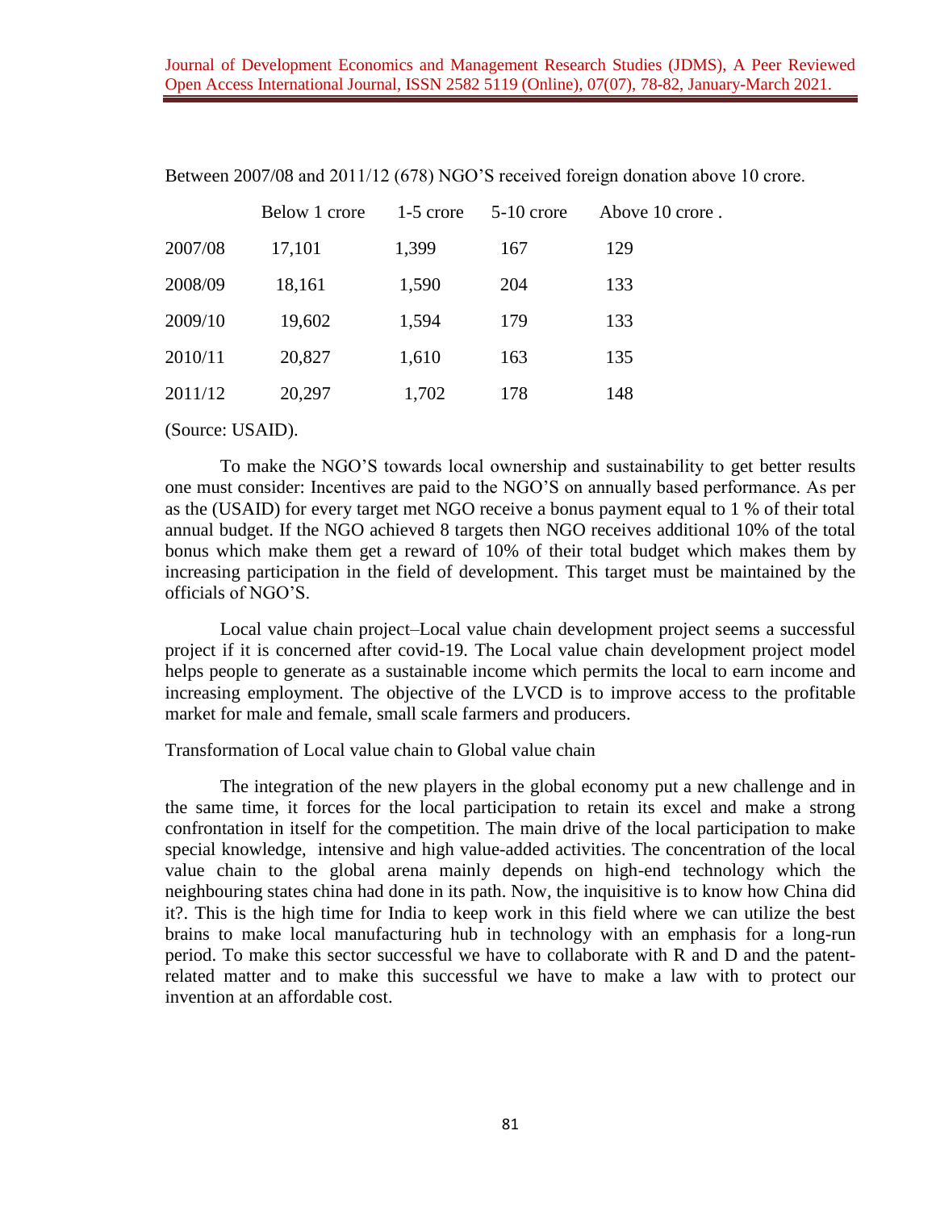Between 2007/08 and 2011/12 (678) NGO'S received foreign donation above 10 crore.

| | Below 1 crore | 1-5 crore | 5-10 crore | Above 10 crore . |
|---|---|---|---|---|
| 2007/08 | 17,101 | 1,399 | 167 | 129 |
| 2008/09 | 18,161 | 1,590 | 204 | 133 |
| 2009/10 | 19,602 | 1,594 | 179 | 133 |
| 2010/11 | 20,827 | 1,610 | 163 | 135 |
| 2011/12 | 20,297 | 1,702 | 178 | 148 |

(Source: USAID).

To make the NGO'S towards local ownership and sustainability to get better results one must consider: Incentives are paid to the NGO'S on annually based performance. As per as the (USAID) for every target met NGO receive a bonus payment equal to 1 % of their total annual budget. If the NGO achieved 8 targets then NGO receives additional 10% of the total bonus which make them get a reward of 10% of their total budget which makes them by increasing participation in the field of development. This target must be maintained by the officials of NGO'S.

Local value chain project–Local value chain development project seems a successful project if it is concerned after covid-19. The Local value chain development project model helps people to generate as a sustainable income which permits the local to earn income and increasing employment. The objective of the LVCD is to improve access to the profitable market for male and female, small scale farmers and producers.

Transformation of Local value chain to Global value chain

The integration of the new players in the global economy put a new challenge and in the same time, it forces for the local participation to retain its excel and make a strong confrontation in itself for the competition. The main drive of the local participation to make special knowledge, intensive and high value-added activities. The concentration of the local value chain to the global arena mainly depends on high-end technology which the neighbouring states china had done in its path. Now, the inquisitive is to know how China did it?. This is the high time for India to keep work in this field where we can utilize the best brains to make local manufacturing hub in technology with an emphasis for a long-run period. To make this sector successful we have to collaborate with R and D and the patent-related matter and to make this successful we have to make a law with to protect our invention at an affordable cost.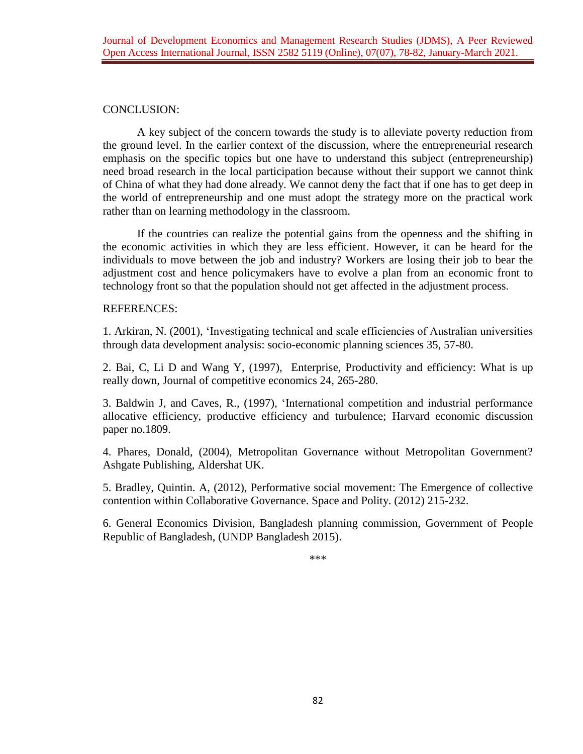## CONCLUSION:

A key subject of the concern towards the study is to alleviate poverty reduction from the ground level. In the earlier context of the discussion, where the entrepreneurial research emphasis on the specific topics but one have to understand this subject (entrepreneurship) need broad research in the local participation because without their support we cannot think of China of what they had done already. We cannot deny the fact that if one has to get deep in the world of entrepreneurship and one must adopt the strategy more on the practical work rather than on learning methodology in the classroom.

If the countries can realize the potential gains from the openness and the shifting in the economic activities in which they are less efficient. However, it can be heard for the individuals to move between the job and industry? Workers are losing their job to bear the adjustment cost and hence policymakers have to evolve a plan from an economic front to technology front so that the population should not get affected in the adjustment process.

## REFERENCES:

1. Arkiran, N. (2001), 'Investigating technical and scale efficiencies of Australian universities through data development analysis: socio-economic planning sciences 35, 57-80.

2. Bai, C, Li D and Wang Y, (1997), Enterprise, Productivity and efficiency: What is up really down, Journal of competitive economics 24, 265-280.

3. Baldwin J, and Caves, R., (1997), 'International competition and industrial performance allocative efficiency, productive efficiency and turbulence; Harvard economic discussion paper no.1809.

4. Phares, Donald, (2004), Metropolitan Governance without Metropolitan Government? Ashgate Publishing, Aldershat UK.

5. Bradley, Quintin. A, (2012), Performative social movement: The Emergence of collective contention within Collaborative Governance. Space and Polity. (2012) 215-232.

6. General Economics Division, Bangladesh planning commission, Government of People Republic of Bangladesh, (UNDP Bangladesh 2015).

***